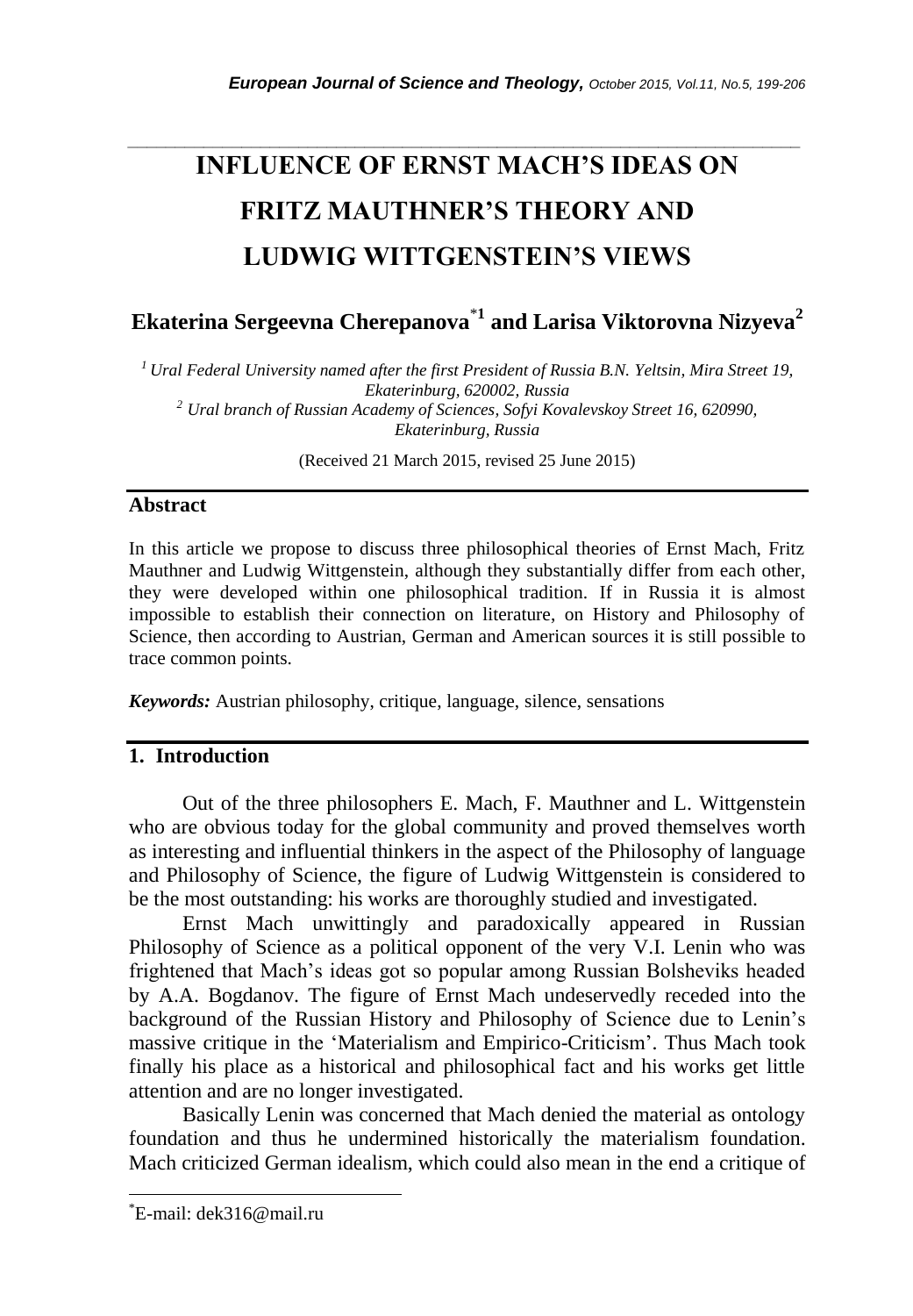# INFLUENCE OF ERNST MACH'S IDEAS ON FRITZ MAUTHNER'S THEORY AND LUDWIG WITTGENSTEIN'S VIEWS

**Ekaterina Sergeevna Cherepanova**[*1] **and Larisa Viktorovna Nizyeva**[2]

[1] *Ural Federal University named after the first President of Russia B.N. Yeltsin, Mira Street 19, Ekaterinburg, 620002, Russia*
[2] *Ural branch of Russian Academy of Sciences, Sofyi Kovalevskoy Street 16, 620990, Ekaterinburg, Russia*

(Received 21 March 2015, revised 25 June 2015)

## Abstract

In this article we propose to discuss three philosophical theories of Ernst Mach, Fritz Mauthner and Ludwig Wittgenstein, although they substantially differ from each other, they were developed within one philosophical tradition. If in Russia it is almost impossible to establish their connection on literature, on History and Philosophy of Science, then according to Austrian, German and American sources it is still possible to trace common points.

***Keywords:*** Austrian philosophy, critique, language, silence, sensations

## 1. Introduction

Out of the three philosophers E. Mach, F. Mauthner and L. Wittgenstein who are obvious today for the global community and proved themselves worth as interesting and influential thinkers in the aspect of the Philosophy of language and Philosophy of Science, the figure of Ludwig Wittgenstein is considered to be the most outstanding: his works are thoroughly studied and investigated.

Ernst Mach unwittingly and paradoxically appeared in Russian Philosophy of Science as a political opponent of the very V.I. Lenin who was frightened that Mach's ideas got so popular among Russian Bolsheviks headed by A.A. Bogdanov. The figure of Ernst Mach undeservedly receded into the background of the Russian History and Philosophy of Science due to Lenin's massive critique in the 'Materialism and Empirico-Criticism'. Thus Mach took finally his place as a historical and philosophical fact and his works get little attention and are no longer investigated.

Basically Lenin was concerned that Mach denied the material as ontology foundation and thus he undermined historically the materialism foundation. Mach criticized German idealism, which could also mean in the end a critique of

---

*E-mail: dek316@mail.ru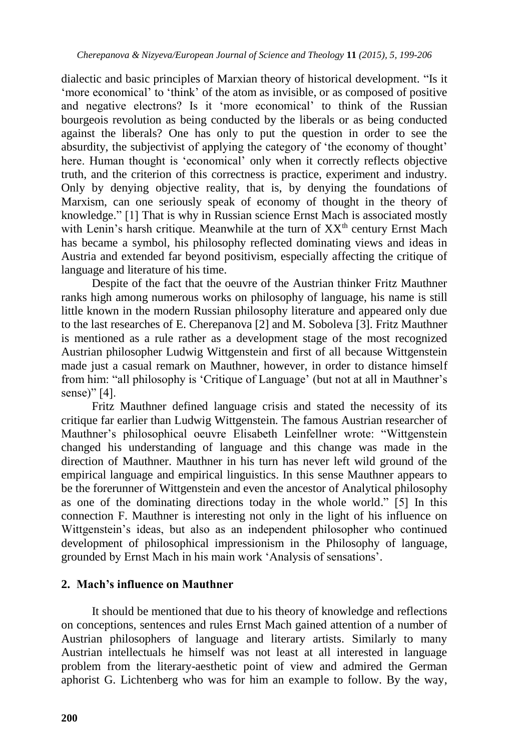dialectic and basic principles of Marxian theory of historical development. “Is it ‘more economical’ to ‘think’ of the atom as invisible, or as composed of positive and negative electrons? Is it ‘more economical’ to think of the Russian bourgeois revolution as being conducted by the liberals or as being conducted against the liberals? One has only to put the question in order to see the absurdity, the subjectivist of applying the category of ‘the economy of thought’ here. Human thought is ‘economical’ only when it correctly reflects objective truth, and the criterion of this correctness is practice, experiment and industry. Only by denying objective reality, that is, by denying the foundations of Marxism, can one seriously speak of economy of thought in the theory of knowledge.” [1] That is why in Russian science Ernst Mach is associated mostly with Lenin’s harsh critique. Meanwhile at the turn of XX[th] century Ernst Mach has became a symbol, his philosophy reflected dominating views and ideas in Austria and extended far beyond positivism, especially affecting the critique of language and literature of his time.

Despite of the fact that the oeuvre of the Austrian thinker Fritz Mauthner ranks high among numerous works on philosophy of language, his name is still little known in the modern Russian philosophy literature and appeared only due to the last researches of E. Cherepanova [2] and M. Soboleva [3]. Fritz Mauthner is mentioned as a rule rather as a development stage of the most recognized Austrian philosopher Ludwig Wittgenstein and first of all because Wittgenstein made just a casual remark on Mauthner, however, in order to distance himself from him: “all philosophy is ‘Critique of Language’ (but not at all in Mauthner’s sense)” [4].

Fritz Mauthner defined language crisis and stated the necessity of its critique far earlier than Ludwig Wittgenstein. The famous Austrian researcher of Mauthner’s philosophical oeuvre Elisabeth Leinfellner wrote: “Wittgenstein changed his understanding of language and this change was made in the direction of Mauthner. Mauthner in his turn has never left wild ground of the empirical language and empirical linguistics. In this sense Mauthner appears to be the forerunner of Wittgenstein and even the ancestor of Analytical philosophy as one of the dominating directions today in the whole world.” [5] In this connection F. Mauthner is interesting not only in the light of his influence on Wittgenstein’s ideas, but also as an independent philosopher who continued development of philosophical impressionism in the Philosophy of language, grounded by Ernst Mach in his main work ‘Analysis of sensations’.

## 2. Mach’s influence on Mauthner

It should be mentioned that due to his theory of knowledge and reflections on conceptions, sentences and rules Ernst Mach gained attention of a number of Austrian philosophers of language and literary artists. Similarly to many Austrian intellectuals he himself was not least at all interested in language problem from the literary-aesthetic point of view and admired the German aphorist G. Lichtenberg who was for him an example to follow. By the way,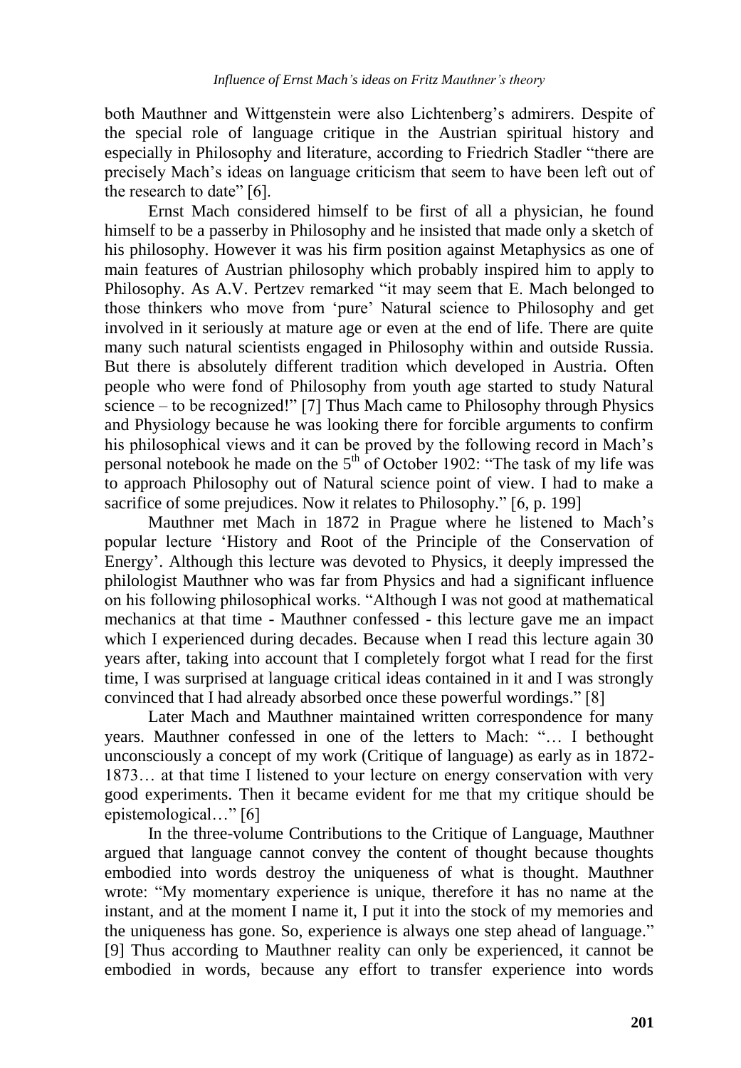both Mauthner and Wittgenstein were also Lichtenberg's admirers. Despite of the special role of language critique in the Austrian spiritual history and especially in Philosophy and literature, according to Friedrich Stadler "there are precisely Mach's ideas on language criticism that seem to have been left out of the research to date" [6].

Ernst Mach considered himself to be first of all a physician, he found himself to be a passerby in Philosophy and he insisted that made only a sketch of his philosophy. However it was his firm position against Metaphysics as one of main features of Austrian philosophy which probably inspired him to apply to Philosophy. As A.V. Pertzev remarked "it may seem that E. Mach belonged to those thinkers who move from 'pure' Natural science to Philosophy and get involved in it seriously at mature age or even at the end of life. There are quite many such natural scientists engaged in Philosophy within and outside Russia. But there is absolutely different tradition which developed in Austria. Often people who were fond of Philosophy from youth age started to study Natural science – to be recognized!" [7] Thus Mach came to Philosophy through Physics and Physiology because he was looking there for forcible arguments to confirm his philosophical views and it can be proved by the following record in Mach's personal notebook he made on the 5th of October 1902: "The task of my life was to approach Philosophy out of Natural science point of view. I had to make a sacrifice of some prejudices. Now it relates to Philosophy." [6, p. 199]

Mauthner met Mach in 1872 in Prague where he listened to Mach's popular lecture 'History and Root of the Principle of the Conservation of Energy'. Although this lecture was devoted to Physics, it deeply impressed the philologist Mauthner who was far from Physics and had a significant influence on his following philosophical works. "Although I was not good at mathematical mechanics at that time - Mauthner confessed - this lecture gave me an impact which I experienced during decades. Because when I read this lecture again 30 years after, taking into account that I completely forgot what I read for the first time, I was surprised at language critical ideas contained in it and I was strongly convinced that I had already absorbed once these powerful wordings." [8]

Later Mach and Mauthner maintained written correspondence for many years. Mauthner confessed in one of the letters to Mach: "… I bethought unconsciously a concept of my work (Critique of language) as early as in 1872-1873… at that time I listened to your lecture on energy conservation with very good experiments. Then it became evident for me that my critique should be epistemological…" [6]

In the three-volume Contributions to the Critique of Language, Mauthner argued that language cannot convey the content of thought because thoughts embodied into words destroy the uniqueness of what is thought. Mauthner wrote: "My momentary experience is unique, therefore it has no name at the instant, and at the moment I name it, I put it into the stock of my memories and the uniqueness has gone. So, experience is always one step ahead of language." [9] Thus according to Mauthner reality can only be experienced, it cannot be embodied in words, because any effort to transfer experience into words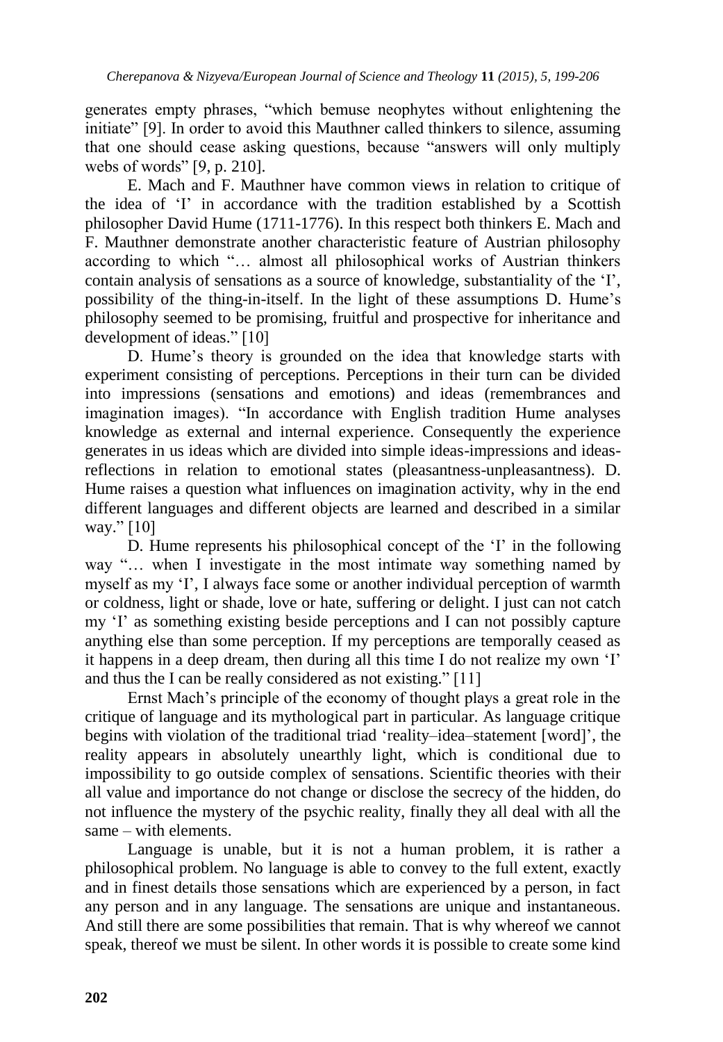generates empty phrases, "which bemuse neophytes without enlightening the initiate" [9]. In order to avoid this Mauthner called thinkers to silence, assuming that one should cease asking questions, because "answers will only multiply webs of words" [9, p. 210].

E. Mach and F. Mauthner have common views in relation to critique of the idea of 'I' in accordance with the tradition established by a Scottish philosopher David Hume (1711-1776). In this respect both thinkers E. Mach and F. Mauthner demonstrate another characteristic feature of Austrian philosophy according to which "… almost all philosophical works of Austrian thinkers contain analysis of sensations as a source of knowledge, substantiality of the 'I', possibility of the thing-in-itself. In the light of these assumptions D. Hume's philosophy seemed to be promising, fruitful and prospective for inheritance and development of ideas." [10]

D. Hume's theory is grounded on the idea that knowledge starts with experiment consisting of perceptions. Perceptions in their turn can be divided into impressions (sensations and emotions) and ideas (remembrances and imagination images). "In accordance with English tradition Hume analyses knowledge as external and internal experience. Consequently the experience generates in us ideas which are divided into simple ideas-impressions and ideas-reflections in relation to emotional states (pleasantness-unpleasantness). D. Hume raises a question what influences on imagination activity, why in the end different languages and different objects are learned and described in a similar way." [10]

D. Hume represents his philosophical concept of the 'I' in the following way "… when I investigate in the most intimate way something named by myself as my 'I', I always face some or another individual perception of warmth or coldness, light or shade, love or hate, suffering or delight. I just can not catch my 'I' as something existing beside perceptions and I can not possibly capture anything else than some perception. If my perceptions are temporally ceased as it happens in a deep dream, then during all this time I do not realize my own 'I' and thus the I can be really considered as not existing." [11]

Ernst Mach's principle of the economy of thought plays a great role in the critique of language and its mythological part in particular. As language critique begins with violation of the traditional triad 'reality–idea–statement [word]', the reality appears in absolutely unearthly light, which is conditional due to impossibility to go outside complex of sensations. Scientific theories with their all value and importance do not change or disclose the secrecy of the hidden, do not influence the mystery of the psychic reality, finally they all deal with all the same – with elements.

Language is unable, but it is not a human problem, it is rather a philosophical problem. No language is able to convey to the full extent, exactly and in finest details those sensations which are experienced by a person, in fact any person and in any language. The sensations are unique and instantaneous. And still there are some possibilities that remain. That is why whereof we cannot speak, thereof we must be silent. In other words it is possible to create some kind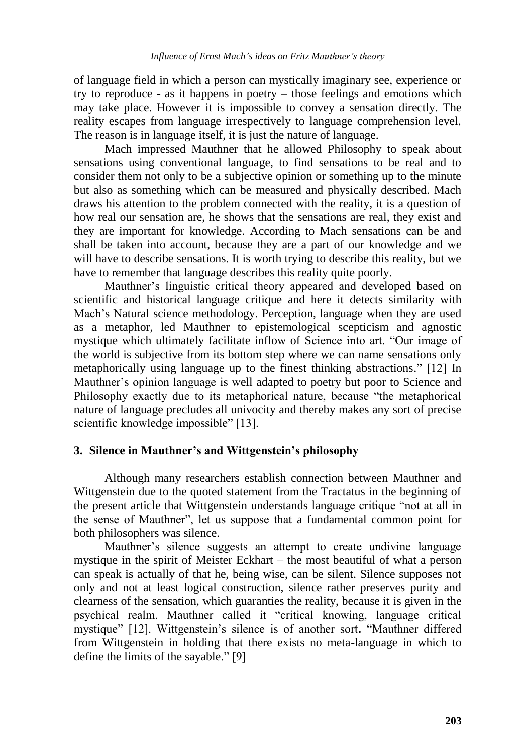of language field in which a person can mystically imaginary see, experience or try to reproduce - as it happens in poetry – those feelings and emotions which may take place. However it is impossible to convey a sensation directly. The reality escapes from language irrespectively to language comprehension level. The reason is in language itself, it is just the nature of language.

Mach impressed Mauthner that he allowed Philosophy to speak about sensations using conventional language, to find sensations to be real and to consider them not only to be a subjective opinion or something up to the minute but also as something which can be measured and physically described. Mach draws his attention to the problem connected with the reality, it is a question of how real our sensation are, he shows that the sensations are real, they exist and they are important for knowledge. According to Mach sensations can be and shall be taken into account, because they are a part of our knowledge and we will have to describe sensations. It is worth trying to describe this reality, but we have to remember that language describes this reality quite poorly.

Mauthner's linguistic critical theory appeared and developed based on scientific and historical language critique and here it detects similarity with Mach's Natural science methodology. Perception, language when they are used as a metaphor, led Mauthner to epistemological scepticism and agnostic mystique which ultimately facilitate inflow of Science into art. "Our image of the world is subjective from its bottom step where we can name sensations only metaphorically using language up to the finest thinking abstractions." [12] In Mauthner's opinion language is well adapted to poetry but poor to Science and Philosophy exactly due to its metaphorical nature, because "the metaphorical nature of language precludes all univocity and thereby makes any sort of precise scientific knowledge impossible" [13].

## 3. Silence in Mauthner's and Wittgenstein's philosophy

Although many researchers establish connection between Mauthner and Wittgenstein due to the quoted statement from the Tractatus in the beginning of the present article that Wittgenstein understands language critique "not at all in the sense of Mauthner", let us suppose that a fundamental common point for both philosophers was silence.

Mauthner's silence suggests an attempt to create undivine language mystique in the spirit of Meister Eckhart – the most beautiful of what a person can speak is actually of that he, being wise, can be silent. Silence supposes not only and not at least logical construction, silence rather preserves purity and clearness of the sensation, which guaranties the reality, because it is given in the psychical realm. Mauthner called it "critical knowing, language critical mystique" [12]. Wittgenstein's silence is of another sort**.** "Mauthner differed from Wittgenstein in holding that there exists no meta-language in which to define the limits of the sayable." [9]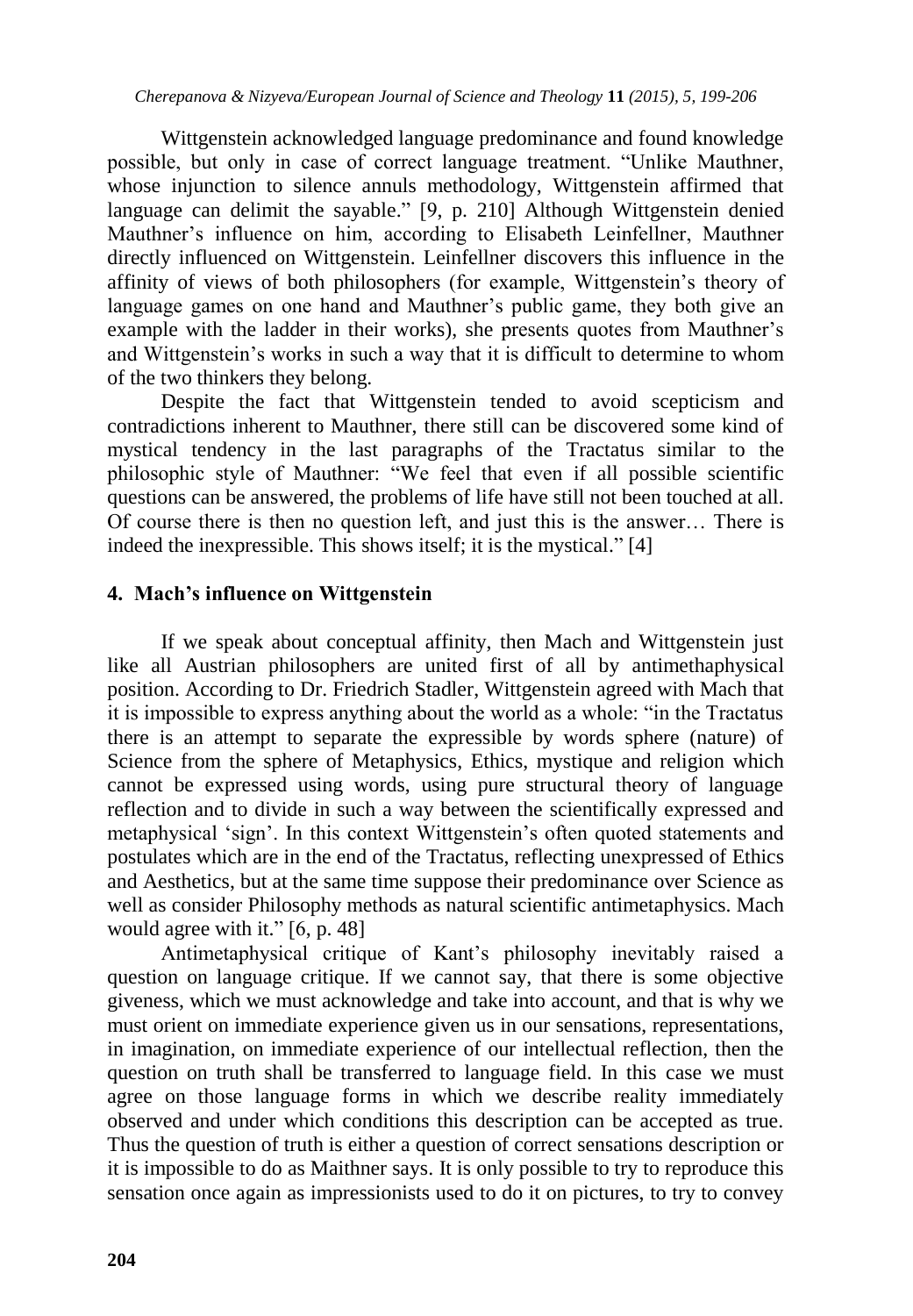Wittgenstein acknowledged language predominance and found knowledge possible, but only in case of correct language treatment. "Unlike Mauthner, whose injunction to silence annuls methodology, Wittgenstein affirmed that language can delimit the sayable." [9, p. 210] Although Wittgenstein denied Mauthner's influence on him, according to Elisabeth Leinfellner, Mauthner directly influenced on Wittgenstein. Leinfellner discovers this influence in the affinity of views of both philosophers (for example, Wittgenstein's theory of language games on one hand and Mauthner's public game, they both give an example with the ladder in their works), she presents quotes from Mauthner's and Wittgenstein's works in such a way that it is difficult to determine to whom of the two thinkers they belong.

Despite the fact that Wittgenstein tended to avoid scepticism and contradictions inherent to Mauthner, there still can be discovered some kind of mystical tendency in the last paragraphs of the Tractatus similar to the philosophic style of Mauthner: "We feel that even if all possible scientific questions can be answered, the problems of life have still not been touched at all. Of course there is then no question left, and just this is the answer… There is indeed the inexpressible. This shows itself; it is the mystical." [4]

## 4. Mach's influence on Wittgenstein

If we speak about conceptual affinity, then Mach and Wittgenstein just like all Austrian philosophers are united first of all by antimethaphysical position. According to Dr. Friedrich Stadler, Wittgenstein agreed with Mach that it is impossible to express anything about the world as a whole: "in the Tractatus there is an attempt to separate the expressible by words sphere (nature) of Science from the sphere of Metaphysics, Ethics, mystique and religion which cannot be expressed using words, using pure structural theory of language reflection and to divide in such a way between the scientifically expressed and metaphysical 'sign'. In this context Wittgenstein's often quoted statements and postulates which are in the end of the Tractatus, reflecting unexpressed of Ethics and Aesthetics, but at the same time suppose their predominance over Science as well as consider Philosophy methods as natural scientific antimetaphysics. Mach would agree with it." [6, p. 48]

Antimetaphysical critique of Kant's philosophy inevitably raised a question on language critique. If we cannot say, that there is some objective giveness, which we must acknowledge and take into account, and that is why we must orient on immediate experience given us in our sensations, representations, in imagination, on immediate experience of our intellectual reflection, then the question on truth shall be transferred to language field. In this case we must agree on those language forms in which we describe reality immediately observed and under which conditions this description can be accepted as true. Thus the question of truth is either a question of correct sensations description or it is impossible to do as Maithner says. It is only possible to try to reproduce this sensation once again as impressionists used to do it on pictures, to try to convey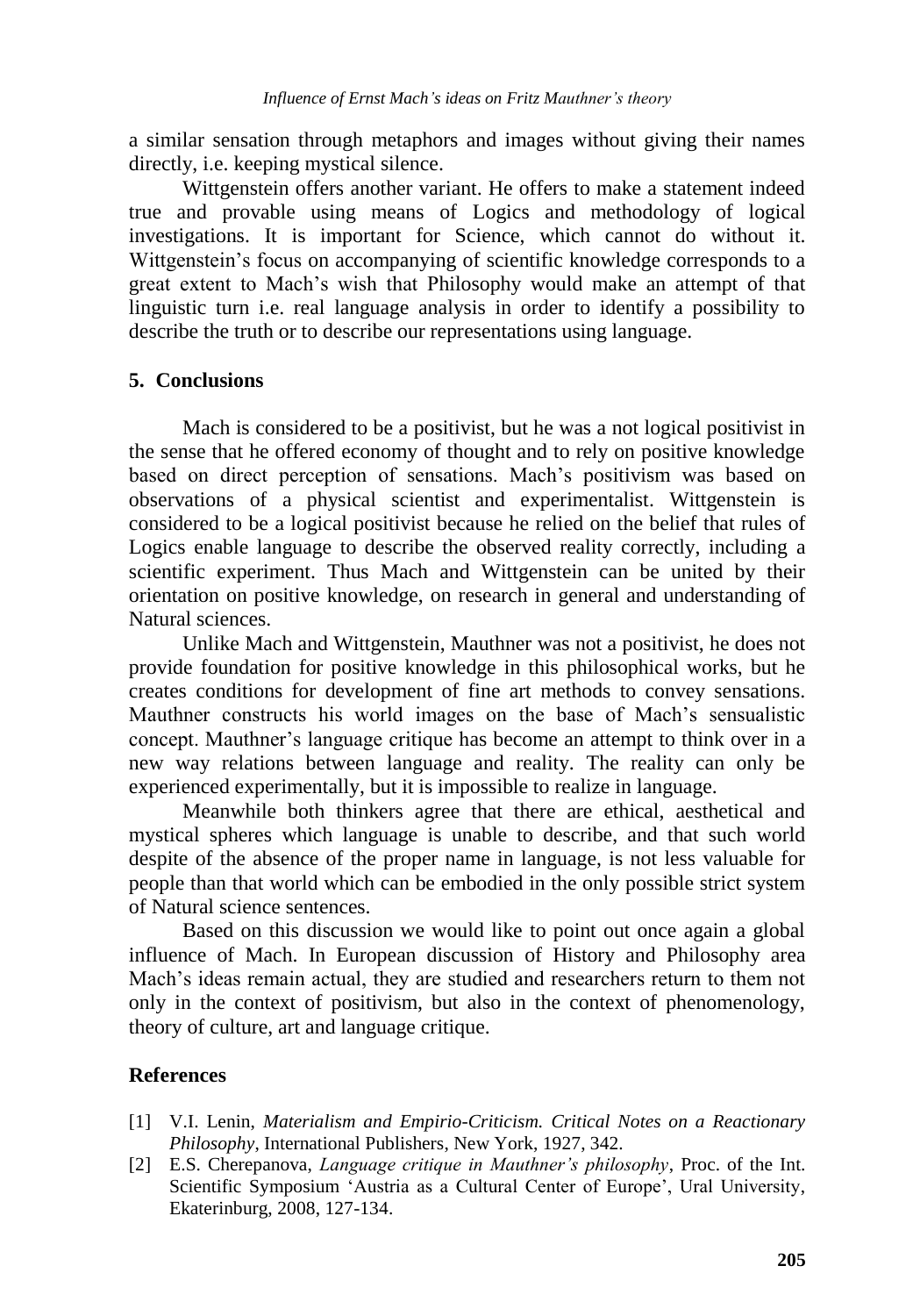a similar sensation through metaphors and images without giving their names directly, i.e. keeping mystical silence.

Wittgenstein offers another variant. He offers to make a statement indeed true and provable using means of Logics and methodology of logical investigations. It is important for Science, which cannot do without it. Wittgenstein's focus on accompanying of scientific knowledge corresponds to a great extent to Mach's wish that Philosophy would make an attempt of that linguistic turn i.e. real language analysis in order to identify a possibility to describe the truth or to describe our representations using language.

## 5. Conclusions

Mach is considered to be a positivist, but he was a not logical positivist in the sense that he offered economy of thought and to rely on positive knowledge based on direct perception of sensations. Mach's positivism was based on observations of a physical scientist and experimentalist. Wittgenstein is considered to be a logical positivist because he relied on the belief that rules of Logics enable language to describe the observed reality correctly, including a scientific experiment. Thus Mach and Wittgenstein can be united by their orientation on positive knowledge, on research in general and understanding of Natural sciences.

Unlike Mach and Wittgenstein, Mauthner was not a positivist, he does not provide foundation for positive knowledge in this philosophical works, but he creates conditions for development of fine art methods to convey sensations. Mauthner constructs his world images on the base of Mach's sensualistic concept. Mauthner's language critique has become an attempt to think over in a new way relations between language and reality. The reality can only be experienced experimentally, but it is impossible to realize in language.

Meanwhile both thinkers agree that there are ethical, aesthetical and mystical spheres which language is unable to describe, and that such world despite of the absence of the proper name in language, is not less valuable for people than that world which can be embodied in the only possible strict system of Natural science sentences.

Based on this discussion we would like to point out once again a global influence of Mach. In European discussion of History and Philosophy area Mach's ideas remain actual, they are studied and researchers return to them not only in the context of positivism, but also in the context of phenomenology, theory of culture, art and language critique.

## References

[1] V.I. Lenin, *Materialism and Empirio-Criticism. Critical Notes on a Reactionary Philosophy*, International Publishers, New York, 1927, 342.

[2] E.S. Cherepanova, *Language critique in Mauthner's philosophy*, Proc. of the Int. Scientific Symposium 'Austria as a Cultural Center of Europe', Ural University, Ekaterinburg, 2008, 127-134.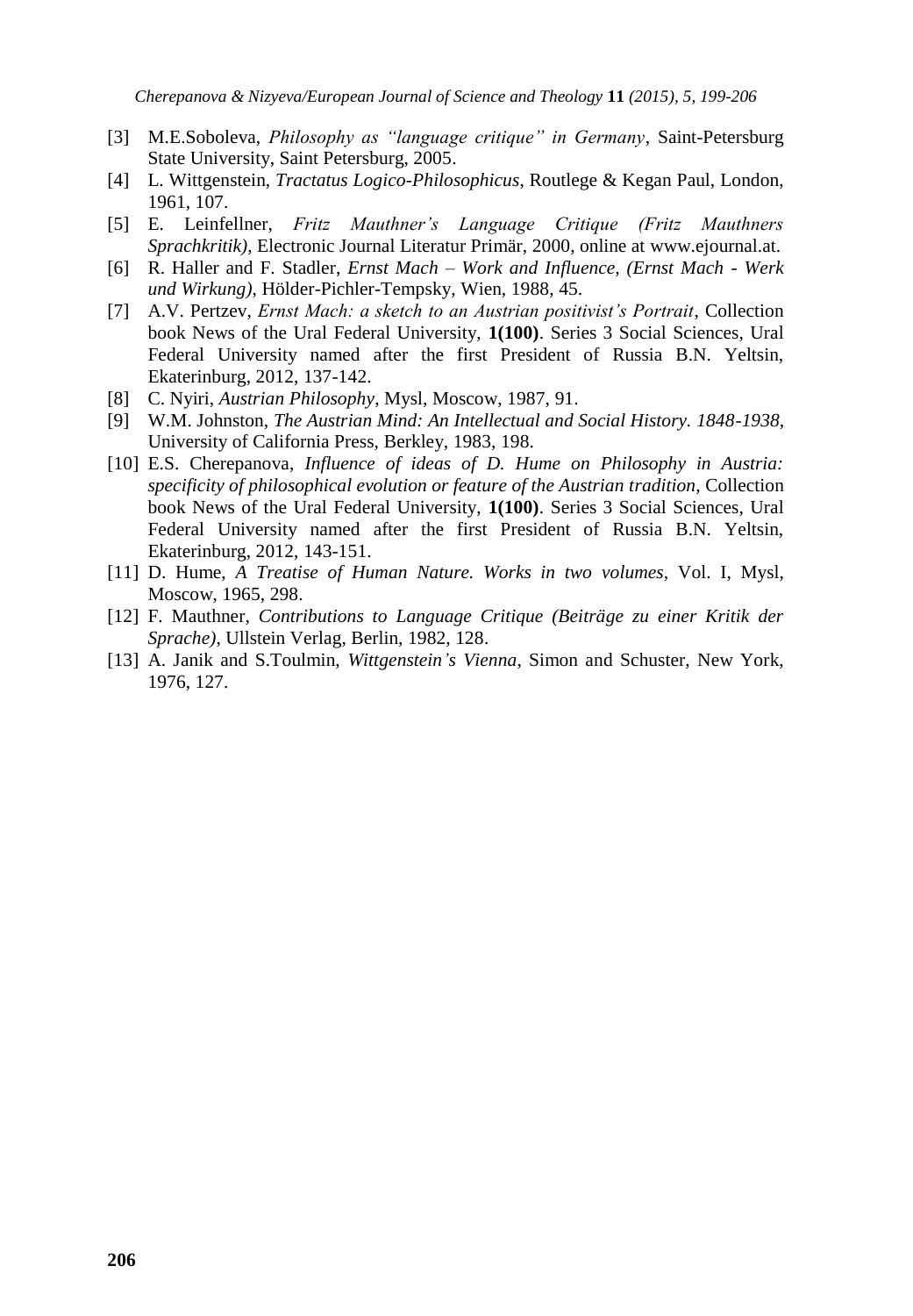[3] M.E.Soboleva, *Philosophy as "language critique" in Germany*, Saint-Petersburg State University, Saint Petersburg, 2005.

[4] L. Wittgenstein, *Tractatus Logico-Philosophicus*, Routlege & Kegan Paul, London, 1961, 107.

[5] E. Leinfellner, *Fritz Mauthner's Language Critique (Fritz Mauthners Sprachkritik)*, Electronic Journal Literatur Primär, 2000, online at www.ejournal.at.

[6] R. Haller and F. Stadler, *Ernst Mach – Work and Influence, (Ernst Mach - Werk und Wirkung)*, Hölder-Pichler-Tempsky, Wien, 1988, 45.

[7] A.V. Pertzev, *Ernst Mach: a sketch to an Austrian positivist's Portrait*, Collection book News of the Ural Federal University, **1(100)**. Series 3 Social Sciences, Ural Federal University named after the first President of Russia B.N. Yeltsin, Ekaterinburg, 2012, 137-142.

[8] C. Nyiri, *Austrian Philosophy*, Mysl, Moscow, 1987, 91.

[9] W.M. Johnston, *The Austrian Mind: An Intellectual and Social History. 1848-1938*, University of California Press, Berkley, 1983, 198.

[10] E.S. Cherepanova, *Influence of ideas of D. Hume on Philosophy in Austria: specificity of philosophical evolution or feature of the Austrian tradition*, Collection book News of the Ural Federal University, **1(100)**. Series 3 Social Sciences, Ural Federal University named after the first President of Russia B.N. Yeltsin, Ekaterinburg, 2012, 143-151.

[11] D. Hume, *A Treatise of Human Nature. Works in two volumes*, Vol. I, Mysl, Moscow, 1965, 298.

[12] F. Mauthner, *Contributions to Language Critique (Beiträge zu einer Kritik der Sprache)*, Ullstein Verlag, Berlin, 1982, 128.

[13] A. Janik and S.Toulmin, *Wittgenstein's Vienna*, Simon and Schuster, New York, 1976, 127.